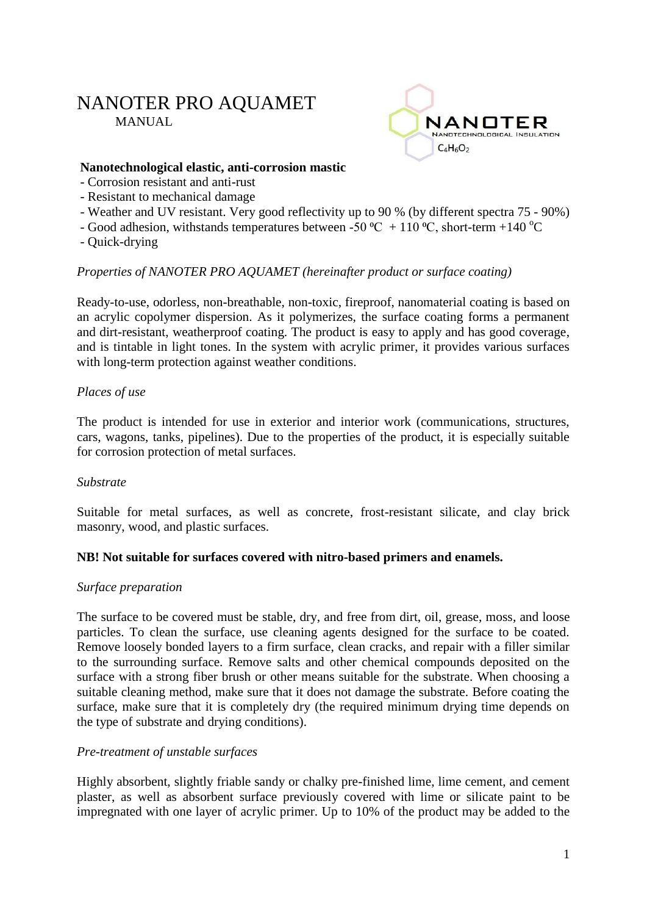# NANOTER PRO AQUAMET

MANUAL

**Nanotechnological elastic, anti-corrosion mastic**

- Corrosion resistant and anti-rust
- Resistant to mechanical damage
- Weather and UV resistant. Very good reflectivity up to 90 % (by different spectra 75 - 90%)
- Good adhesion, withstands temperatures between -50 ºC + 110 ºC, short-term +140 ºC
- Quick-drying

*Properties of NANOTER PRO AQUAMET (hereinafter product or surface coating)*

Ready-to-use, odorless, non-breathable, non-toxic, fireproof, nanomaterial coating is based on an acrylic copolymer dispersion. As it polymerizes, the surface coating forms a permanent and dirt-resistant, weatherproof coating. The product is easy to apply and has good coverage, and is tintable in light tones. In the system with acrylic primer, it provides various surfaces with long-term protection against weather conditions.

*Places of use*

The product is intended for use in exterior and interior work (communications, structures, cars, wagons, tanks, pipelines). Due to the properties of the product, it is especially suitable for corrosion protection of metal surfaces.

*Substrate*

Suitable for metal surfaces, as well as concrete, frost-resistant silicate, and clay brick masonry, wood, and plastic surfaces.

**NB! Not suitable for surfaces covered with nitro-based primers and enamels.**

*Surface preparation*

The surface to be covered must be stable, dry, and free from dirt, oil, grease, moss, and loose particles. To clean the surface, use cleaning agents designed for the surface to be coated. Remove loosely bonded layers to a firm surface, clean cracks, and repair with a filler similar to the surrounding surface. Remove salts and other chemical compounds deposited on the surface with a strong fiber brush or other means suitable for the substrate. When choosing a suitable cleaning method, make sure that it does not damage the substrate. Before coating the surface, make sure that it is completely dry (the required minimum drying time depends on the type of substrate and drying conditions).

*Pre-treatment of unstable surfaces*

Highly absorbent, slightly friable sandy or chalky pre-finished lime, lime cement, and cement plaster, as well as absorbent surface previously covered with lime or silicate paint to be impregnated with one layer of acrylic primer. Up to 10% of the product may be added to the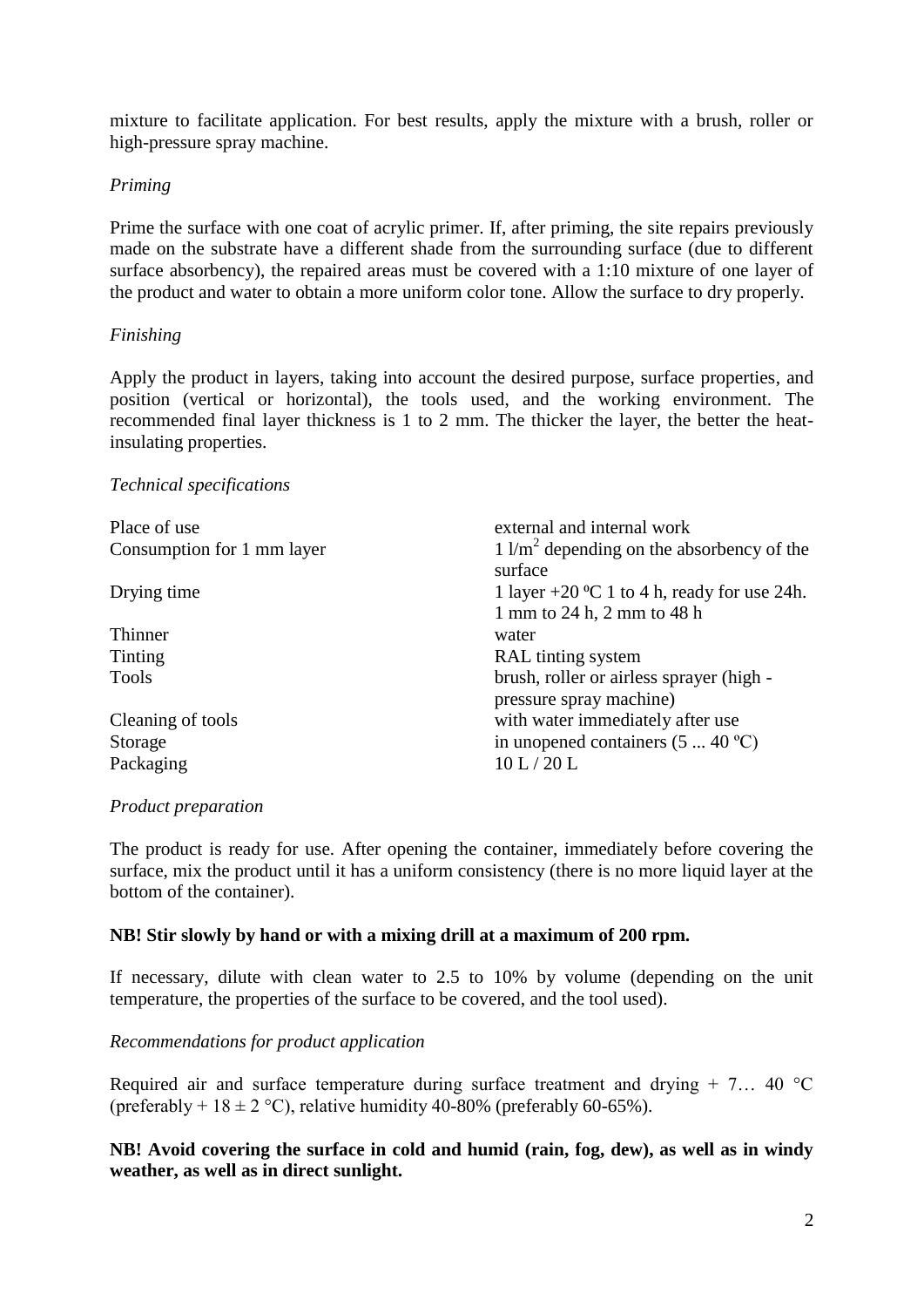mixture to facilitate application. For best results, apply the mixture with a brush, roller or high-pressure spray machine.

*Priming*

Prime the surface with one coat of acrylic primer. If, after priming, the site repairs previously made on the substrate have a different shade from the surrounding surface (due to different surface absorbency), the repaired areas must be covered with a 1:10 mixture of one layer of the product and water to obtain a more uniform color tone. Allow the surface to dry properly.

*Finishing*

Apply the product in layers, taking into account the desired purpose, surface properties, and position (vertical or horizontal), the tools used, and the working environment. The recommended final layer thickness is 1 to 2 mm. The thicker the layer, the better the heat-insulating properties.

*Technical specifications*

| | |
|---|---|
| Place of use | external and internal work |
| Consumption for 1 mm layer | 1 l/m$^2$ depending on the absorbency of the surface |
| Drying time | 1 layer +20 ºC 1 to 4 h, ready for use 24h. 1 mm to 24 h, 2 mm to 48 h |
| Thinner | water |
| Tinting | RAL tinting system |
| Tools | brush, roller or airless sprayer (high - pressure spray machine) |
| Cleaning of tools | with water immediately after use |
| Storage | in unopened containers (5 ... 40 ºC) |
| Packaging | 10 L / 20 L |

*Product preparation*

The product is ready for use. After opening the container, immediately before covering the surface, mix the product until it has a uniform consistency (there is no more liquid layer at the bottom of the container).

**NB! Stir slowly by hand or with a mixing drill at a maximum of 200 rpm.**

If necessary, dilute with clean water to 2.5 to 10% by volume (depending on the unit temperature, the properties of the surface to be covered, and the tool used).

*Recommendations for product application*

Required air and surface temperature during surface treatment and drying + 7… 40 °C (preferably + 18 ± 2 °C), relative humidity 40-80% (preferably 60-65%).

**NB! Avoid covering the surface in cold and humid (rain, fog, dew), as well as in windy weather, as well as in direct sunlight.**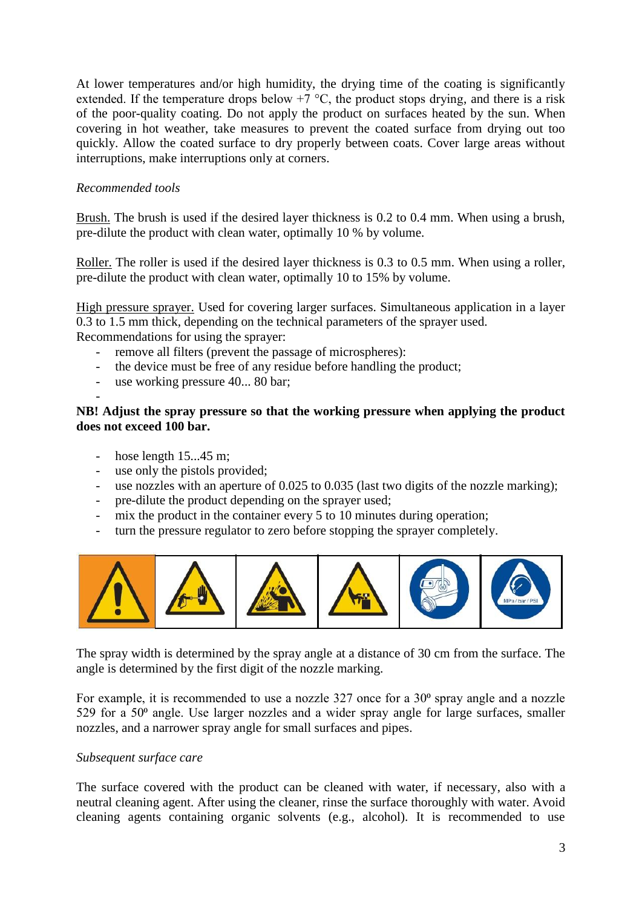At lower temperatures and/or high humidity, the drying time of the coating is significantly extended. If the temperature drops below +7 °C, the product stops drying, and there is a risk of the poor-quality coating. Do not apply the product on surfaces heated by the sun. When covering in hot weather, take measures to prevent the coated surface from drying out too quickly. Allow the coated surface to dry properly between coats. Cover large areas without interruptions, make interruptions only at corners.

*Recommended tools*

Brush. The brush is used if the desired layer thickness is 0.2 to 0.4 mm. When using a brush, pre-dilute the product with clean water, optimally 10 % by volume.

Roller. The roller is used if the desired layer thickness is 0.3 to 0.5 mm. When using a roller, pre-dilute the product with clean water, optimally 10 to 15% by volume.

High pressure sprayer. Used for covering larger surfaces. Simultaneous application in a layer 0.3 to 1.5 mm thick, depending on the technical parameters of the sprayer used.
Recommendations for using the sprayer:

- remove all filters (prevent the passage of microspheres):
- the device must be free of any residue before handling the product;
- use working pressure 40... 80 bar;
-

**NB! Adjust the spray pressure so that the working pressure when applying the product does not exceed 100 bar.**

- hose length 15...45 m;
- use only the pistols provided;
- use nozzles with an aperture of 0.025 to 0.035 (last two digits of the nozzle marking);
- pre-dilute the product depending on the sprayer used;
- mix the product in the container every 5 to 10 minutes during operation;
- turn the pressure regulator to zero before stopping the sprayer completely.

The spray width is determined by the spray angle at a distance of 30 cm from the surface. The angle is determined by the first digit of the nozzle marking.

For example, it is recommended to use a nozzle 327 once for a 30º spray angle and a nozzle 529 for a 50º angle. Use larger nozzles and a wider spray angle for large surfaces, smaller nozzles, and a narrower spray angle for small surfaces and pipes.

*Subsequent surface care*

The surface covered with the product can be cleaned with water, if necessary, also with a neutral cleaning agent. After using the cleaner, rinse the surface thoroughly with water. Avoid cleaning agents containing organic solvents (e.g., alcohol). It is recommended to use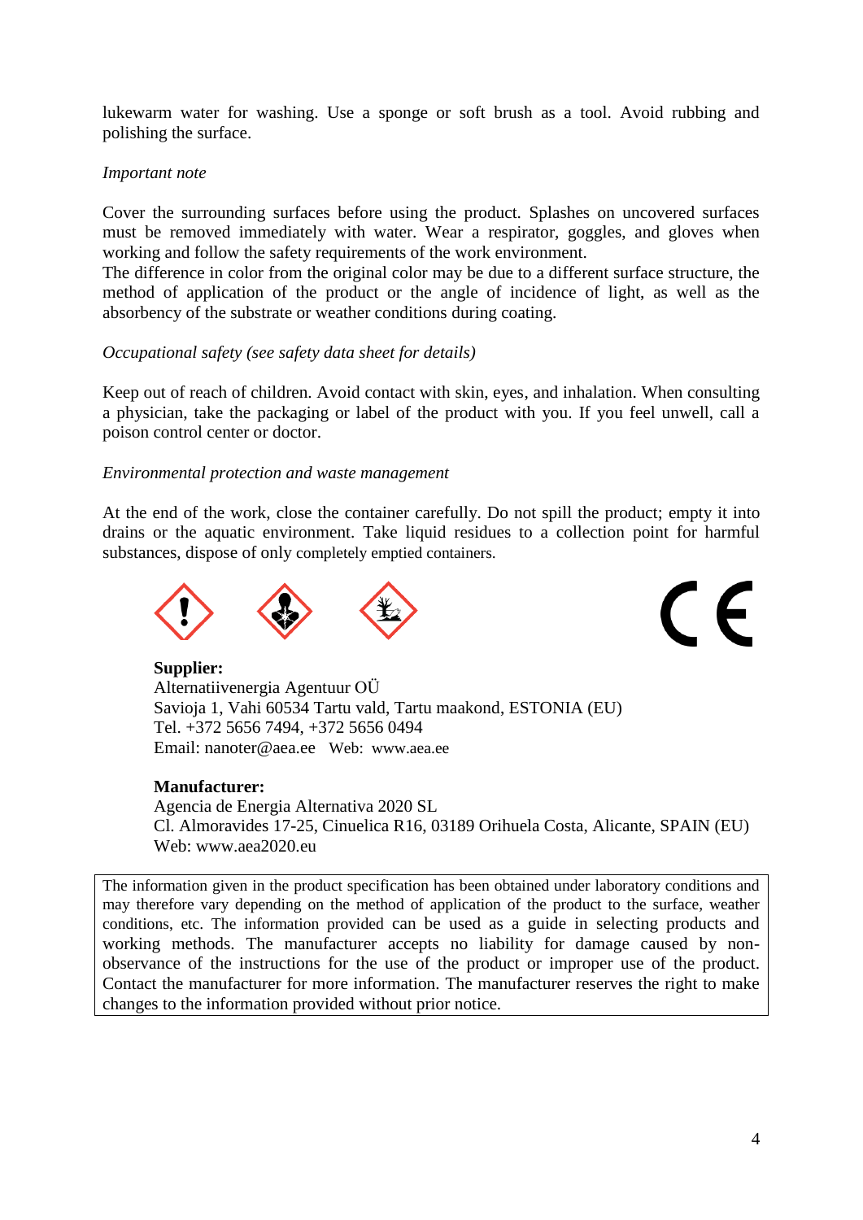lukewarm water for washing. Use a sponge or soft brush as a tool. Avoid rubbing and polishing the surface.

*Important note*

Cover the surrounding surfaces before using the product. Splashes on uncovered surfaces must be removed immediately with water. Wear a respirator, goggles, and gloves when working and follow the safety requirements of the work environment.
The difference in color from the original color may be due to a different surface structure, the method of application of the product or the angle of incidence of light, as well as the absorbency of the substrate or weather conditions during coating.

*Occupational safety (see safety data sheet for details)*

Keep out of reach of children. Avoid contact with skin, eyes, and inhalation. When consulting a physician, take the packaging or label of the product with you. If you feel unwell, call a poison control center or doctor.

*Environmental protection and waste management*

At the end of the work, close the container carefully. Do not spill the product; empty it into drains or the aquatic environment. Take liquid residues to a collection point for harmful substances, dispose of only completely emptied containers.

**Supplier:**
Alternatiivenergia Agentuur OÜ
Savioja 1, Vahi 60534 Tartu vald, Tartu maakond, ESTONIA (EU)
Tel. +372 5656 7494, +372 5656 0494
Email: nanoter@aea.ee Web: www.aea.ee

**Manufacturer:**
Agencia de Energia Alternativa 2020 SL
Cl. Almoravides 17-25, Cinuelica R16, 03189 Orihuela Costa, Alicante, SPAIN (EU)
Web: www.aea2020.eu

The information given in the product specification has been obtained under laboratory conditions and may therefore vary depending on the method of application of the product to the surface, weather conditions, etc. The information provided can be used as a guide in selecting products and working methods. The manufacturer accepts no liability for damage caused by non-observance of the instructions for the use of the product or improper use of the product. Contact the manufacturer for more information. The manufacturer reserves the right to make changes to the information provided without prior notice.